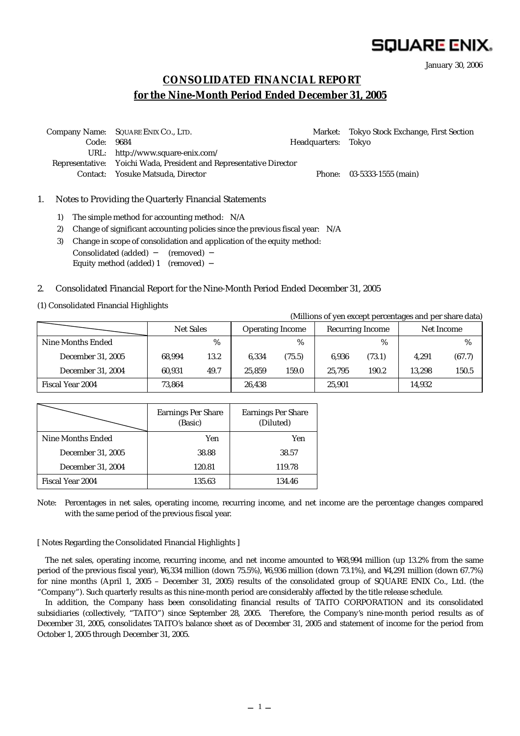SQUARE ENIX.

January 30, 2006

# CONSOLIDATED FINANCIAL REPORT
# for the Nine-Month Period Ended December 31, 2005

| | | | |
|---|---|---|---|
| Company Name: | SQUARE ENIX CO., LTD. | Market: | Tokyo Stock Exchange, First Section |
| Code: | 9684 | Headquarters: | Tokyo |
| URL: | http://www.square-enix.com/ | | |
| Representative: | Yoichi Wada, President and Representative Director | | |
| Contact: | Yosuke Matsuda, Director | Phone: | 03-5333-1555 (main) |

## 1. Notes to Providing the Quarterly Financial Statements

1) The simple method for accounting method: N/A
2) Change of significant accounting policies since the previous fiscal year: N/A
3) Change in scope of consolidation and application of the equity method:
   Consolidated (added) − (removed) −
   Equity method (added) 1 (removed) −

## 2. Consolidated Financial Report for the Nine-Month Period Ended December 31, 2005

(1) Consolidated Financial Highlights

(Millions of yen except percentages and per share data)

| | Net Sales | | Operating Income | | Recurring Income | | Net Income | |
|---|---|---|---|---|---|---|---|---|
| Nine Months Ended | | % | | % | | % | | % |
| December 31, 2005 | 68,994 | 13.2 | 6,334 | (75.5) | 6,936 | (73.1) | 4,291 | (67.7) |
| December 31, 2004 | 60,931 | 49.7 | 25,859 | 159.0 | 25,795 | 190.2 | 13,298 | 150.5 |
| Fiscal Year 2004 | 73,864 | | 26,438 | | 25,901 | | 14,932 | |

| | Earnings Per Share (Basic) | Earnings Per Share (Diluted) |
|---|---|---|
| Nine Months Ended | Yen | Yen |
| December 31, 2005 | 38.88 | 38.57 |
| December 31, 2004 | 120.81 | 119.78 |
| Fiscal Year 2004 | 135.63 | 134.46 |

Note: Percentages in net sales, operating income, recurring income, and net income are the percentage changes compared with the same period of the previous fiscal year.

[ Notes Regarding the Consolidated Financial Highlights ]

The net sales, operating income, recurring income, and net income amounted to ¥68,994 million (up 13.2% from the same period of the previous fiscal year), ¥6,334 million (down 75.5%), ¥6,936 million (down 73.1%), and ¥4,291 million (down 67.7%) for nine months (April 1, 2005 – December 31, 2005) results of the consolidated group of SQUARE ENIX Co., Ltd. (the "Company"). Such quarterly results as this nine-month period are considerably affected by the title release schedule.

In addition, the Company hass been consolidating financial results of TAITO CORPORATION and its consolidated subsidiaries (collectively, "TAITO") since September 28, 2005. Therefore, the Company's nine-month period results as of December 31, 2005, consolidates TAITO's balance sheet as of December 31, 2005 and statement of income for the period from October 1, 2005 through December 31, 2005.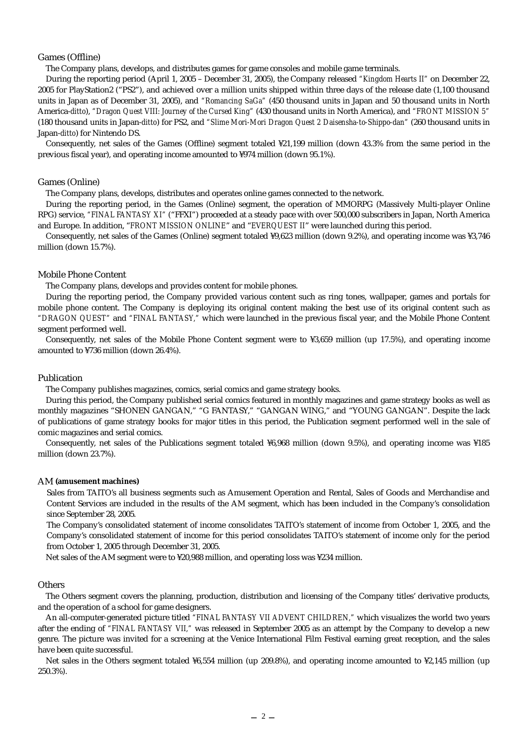## Games (Offline)

The Company plans, develops, and distributes games for game consoles and mobile game terminals.

During the reporting period (April 1, 2005 – December 31, 2005), the Company released *"Kingdom Hearts II"* on December 22, 2005 for PlayStation2 ("PS2"), and achieved over a million units shipped within three days of the release date (1,100 thousand units in Japan as of December 31, 2005), and *"Romancing SaGa"* (450 thousand units in Japan and 50 thousand units in North America-*ditto*), *"Dragon Quest VIII: Journey of the Cursed King"* (430 thousand units in North America), and *"FRONT MISSION 5"* (180 thousand units in Japan-*ditto*) for PS2, and *"Slime Mori-Mori Dragon Quest 2 Daisensha-to-Shippo-dan"* (260 thousand units in Japan-*ditto*) for Nintendo DS.

Consequently, net sales of the Games (Offline) segment totaled ¥21,199 million (down 43.3% from the same period in the previous fiscal year), and operating income amounted to ¥974 million (down 95.1%).

## Games (Online)

The Company plans, develops, distributes and operates online games connected to the network.

During the reporting period, in the Games (Online) segment, the operation of MMORPG (Massively Multi-player Online RPG) service, *"FINAL FANTASY XI"* ("FFXI") proceeded at a steady pace with over 500,000 subscribers in Japan, North America and Europe. In addition, "*FRONT MISSION ONLINE*" and "*EVERQUEST II*" were launched during this period.

Consequently, net sales of the Games (Online) segment totaled ¥9,623 million (down 9.2%), and operating income was ¥3,746 million (down 15.7%).

## Mobile Phone Content

The Company plans, develops and provides content for mobile phones.

During the reporting period, the Company provided various content such as ring tones, wallpaper, games and portals for mobile phone content. The Company is deploying its original content making the best use of its original content such as *"DRAGON QUEST"* and *"FINAL FANTASY,"* which were launched in the previous fiscal year, and the Mobile Phone Content segment performed well.

Consequently, net sales of the Mobile Phone Content segment were to ¥3,659 million (up 17.5%), and operating income amounted to ¥736 million (down 26.4%).

## Publication

The Company publishes magazines, comics, serial comics and game strategy books.

During this period, the Company published serial comics featured in monthly magazines and game strategy books as well as monthly magazines "SHONEN GANGAN," "G FANTASY," "GANGAN WING," and "YOUNG GANGAN". Despite the lack of publications of game strategy books for major titles in this period, the Publication segment performed well in the sale of comic magazines and serial comics.

Consequently, net sales of the Publications segment totaled ¥6,968 million (down 9.5%), and operating income was ¥185 million (down 23.7%).

## AM **(amusement machines)**

Sales from TAITO's all business segments such as Amusement Operation and Rental, Sales of Goods and Merchandise and Content Services are included in the results of the AM segment, which has been included in the Company's consolidation since September 28, 2005.

The Company's consolidated statement of income consolidates TAITO's statement of income from October 1, 2005, and the Company's consolidated statement of income for this period consolidates TAITO's statement of income only for the period from October 1, 2005 through December 31, 2005.

Net sales of the AM segment were to ¥20,988 million, and operating loss was ¥234 million.

## Others

The Others segment covers the planning, production, distribution and licensing of the Company titles' derivative products, and the operation of a school for game designers.

An all-computer-generated picture titled *"FINAL FANTASY VII ADVENT CHILDREN,"* which visualizes the world two years after the ending of *"FINAL FANTASY VII,"* was released in September 2005 as an attempt by the Company to develop a new genre. The picture was invited for a screening at the Venice International Film Festival earning great reception, and the sales have been quite successful.

Net sales in the Others segment totaled ¥6,554 million (up 209.8%), and operating income amounted to ¥2,145 million (up 250.3%).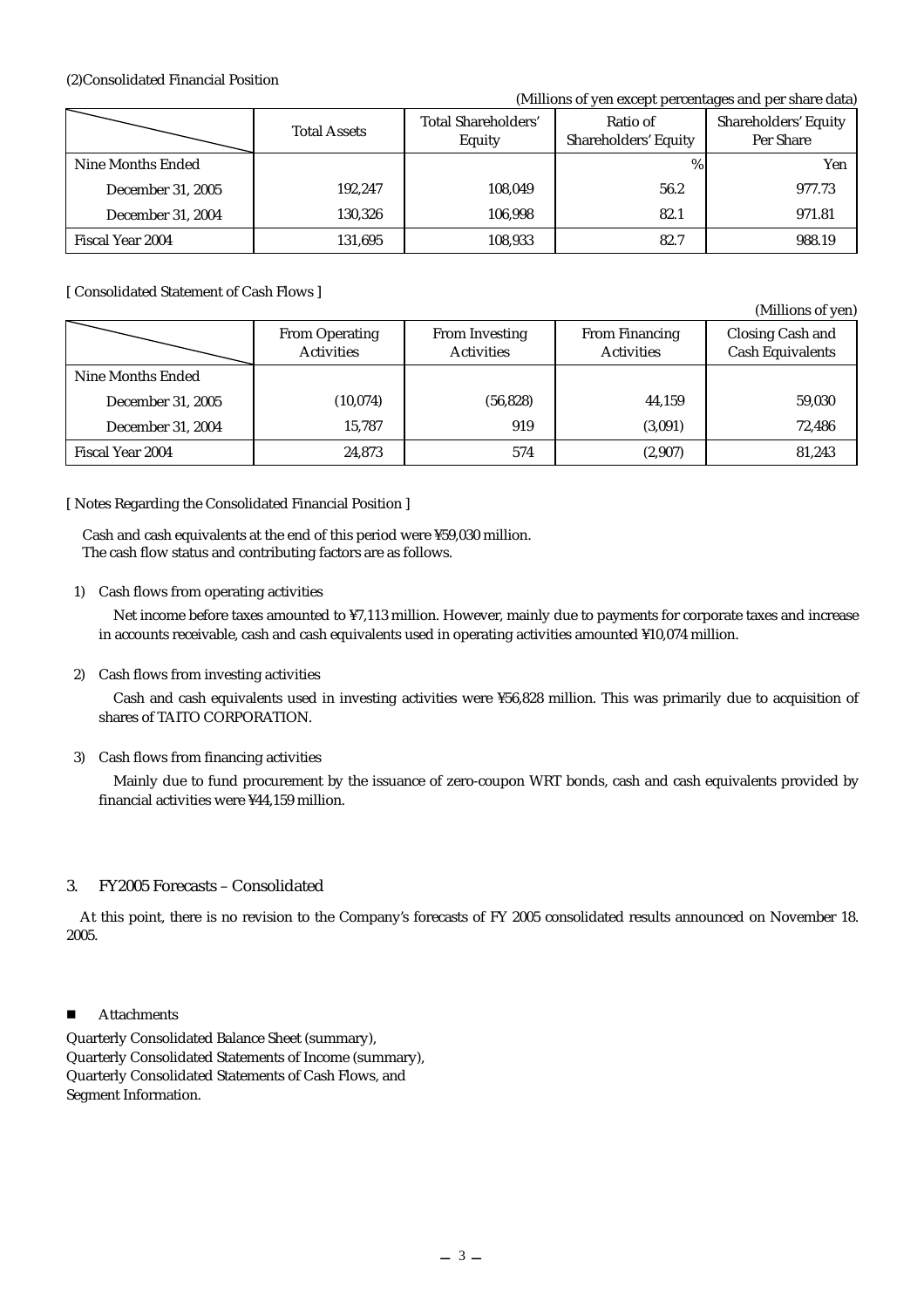(2)Consolidated Financial Position

(Millions of yen except percentages and per share data)

| | Total Assets | Total Shareholders' Equity | Ratio of Shareholders' Equity | Shareholders' Equity Per Share |
|---|---|---|---|---|
| Nine Months Ended | | | % | Yen |
| December 31, 2005 | 192,247 | 108,049 | 56.2 | 977.73 |
| December 31, 2004 | 130,326 | 106,998 | 82.1 | 971.81 |
| Fiscal Year 2004 | 131,695 | 108,933 | 82.7 | 988.19 |

[ Consolidated Statement of Cash Flows ]

(Millions of yen)

| | From Operating Activities | From Investing Activities | From Financing Activities | Closing Cash and Cash Equivalents |
|---|---|---|---|---|
| Nine Months Ended | | | | |
| December 31, 2005 | (10,074) | (56,828) | 44,159 | 59,030 |
| December 31, 2004 | 15,787 | 919 | (3,091) | 72,486 |
| Fiscal Year 2004 | 24,873 | 574 | (2,907) | 81,243 |

[ Notes Regarding the Consolidated Financial Position ]

Cash and cash equivalents at the end of this period were ¥59,030 million.
The cash flow status and contributing factors are as follows.

1) Cash flows from operating activities

Net income before taxes amounted to ¥7,113 million. However, mainly due to payments for corporate taxes and increase in accounts receivable, cash and cash equivalents used in operating activities amounted ¥10,074 million.

2) Cash flows from investing activities

Cash and cash equivalents used in investing activities were ¥56,828 million. This was primarily due to acquisition of shares of TAITO CORPORATION.

3) Cash flows from financing activities

Mainly due to fund procurement by the issuance of zero-coupon WRT bonds, cash and cash equivalents provided by financial activities were ¥44,159 million.

## 3. FY2005 Forecasts – Consolidated

At this point, there is no revision to the Company's forecasts of FY 2005 consolidated results announced on November 18. 2005.

- Attachments

Quarterly Consolidated Balance Sheet (summary),
Quarterly Consolidated Statements of Income (summary),
Quarterly Consolidated Statements of Cash Flows, and
Segment Information.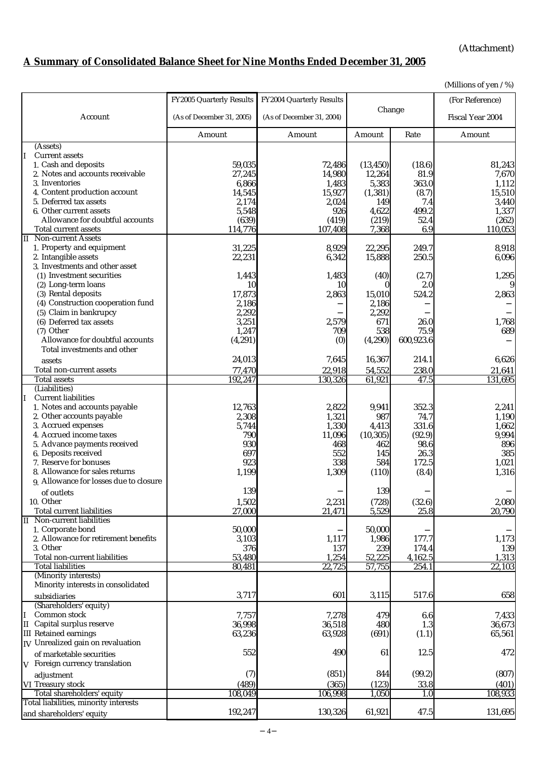(Attachment)

## A Summary of Consolidated Balance Sheet for Nine Months Ended December 31, 2005

(Millions of yen / %)

| Account | FY2005 Quarterly Results (As of December 31, 2005) | FY2004 Quarterly Results (As of December 31, 2004) | Change | | (For Reference) Fiscal Year 2004 |
|---|---|---|---|---|---|
| | Amount | Amount | Amount | Rate | Amount |
| (Assets) | | | | | |
| I Current assets | | | | | |
| 1. Cash and deposits | 59,035 | 72,486 | (13,450) | (18.6) | 81,243 |
| 2. Notes and accounts receivable | 27,245 | 14,980 | 12,264 | 81.9 | 7,670 |
| 3. Inventories | 6,866 | 1,483 | 5,383 | 363.0 | 1,112 |
| 4. Content production account | 14,545 | 15,927 | (1,381) | (8.7) | 15,510 |
| 5. Deferred tax assets | 2,174 | 2,024 | 149 | 7.4 | 3,440 |
| 6. Other current assets | 5,548 | 926 | 4,622 | 499.2 | 1,337 |
| Allowance for doubtful accounts | (639) | (419) | (219) | 52.4 | (262) |
| Total current assets | 114,776 | 107,408 | 7,368 | 6.9 | 110,053 |
| II Non-current Assets | | | | | |
| 1. Property and equipment | 31,225 | 8,929 | 22,295 | 249.7 | 8,918 |
| 2. Intangible assets | 22,231 | 6,342 | 15,888 | 250.5 | 6,096 |
| 3. Investments and other asset | | | | | |
| (1) Investment securities | 1,443 | 1,483 | (40) | (2.7) | 1,295 |
| (2) Long-term loans | 10 | 10 | 0 | 2.0 | 9 |
| (3) Rental deposits | 17,873 | 2,863 | 15,010 | 524.2 | 2,863 |
| (4) Construction cooperation fund | 2,186 | – | 2,186 | – | – |
| (5) Claim in bankrupcy | 2,292 | – | 2,292 | – | – |
| (6) Deferred tax assets | 3,251 | 2,579 | 671 | 26.0 | 1,768 |
| (7) Other | 1,247 | 709 | 538 | 75.9 | 689 |
| Allowance for doubtful accounts | (4,291) | (0) | (4,290) | 600,923.6 | – |
| Total investments and other assets | 24,013 | 7,645 | 16,367 | 214.1 | 6,626 |
| Total non-current assets | 77,470 | 22,918 | 54,552 | 238.0 | 21,641 |
| Total assets | 192,247 | 130,326 | 61,921 | 47.5 | 131,695 |
| (Liabilities) | | | | | |
| I Current liabilities | | | | | |
| 1. Notes and accounts payable | 12,763 | 2,822 | 9,941 | 352.3 | 2,241 |
| 2. Other accounts payable | 2,308 | 1,321 | 987 | 74.7 | 1,190 |
| 3. Accrued expenses | 5,744 | 1,330 | 4,413 | 331.6 | 1,662 |
| 4. Accrued income taxes | 790 | 11,096 | (10,305) | (92.9) | 9,994 |
| 5. Advance payments received | 930 | 468 | 462 | 98.6 | 896 |
| 6. Deposits received | 697 | 552 | 145 | 26.3 | 385 |
| 7. Reserve for bonuses | 923 | 338 | 584 | 172.5 | 1,021 |
| 8. Allowance for sales returns | 1,199 | 1,309 | (110) | (8.4) | 1,316 |
| 9. Allowance for losses due to closure of outlets | 139 | – | 139 | – | – |
| 10. Other | 1,502 | 2,231 | (728) | (32.6) | 2,080 |
| Total current liabilities | 27,000 | 21,471 | 5,529 | 25.8 | 20,790 |
| II Non-current liabilities | | | | | |
| 1. Corporate bond | 50,000 | – | 50,000 | – | – |
| 2. Allowance for retirement benefits | 3,103 | 1,117 | 1,986 | 177.7 | 1,173 |
| 3. Other | 376 | 137 | 239 | 174.4 | 139 |
| Total non-current liabilities | 53,480 | 1,254 | 52,225 | 4,162.5 | 1,313 |
| Total liabilities | 80,481 | 22,725 | 57,755 | 254.1 | 22,103 |
| (Minority interests) | | | | | |
| Minority interests in consolidated subsidiaries | 3,717 | 601 | 3,115 | 517.6 | 658 |
| (Shareholders' equity) | | | | | |
| I Common stock | 7,757 | 7,278 | 479 | 6.6 | 7,433 |
| II Capital surplus reserve | 36,998 | 36,518 | 480 | 1.3 | 36,673 |
| III Retained earnings | 63,236 | 63,928 | (691) | (1.1) | 65,561 |
| IV Unrealized gain on revaluation of marketable securities | 552 | 490 | 61 | 12.5 | 472 |
| V Foreign currency translation adjustment | (7) | (851) | 844 | (99.2) | (807) |
| VI Treasury stock | (489) | (365) | (123) | 33.8 | (401) |
| Total shareholders' equity | 108,049 | 106,998 | 1,050 | 1.0 | 108,933 |
| Total liabilities, minority interests and shareholders' equity | 192,247 | 130,326 | 61,921 | 47.5 | 131,695 |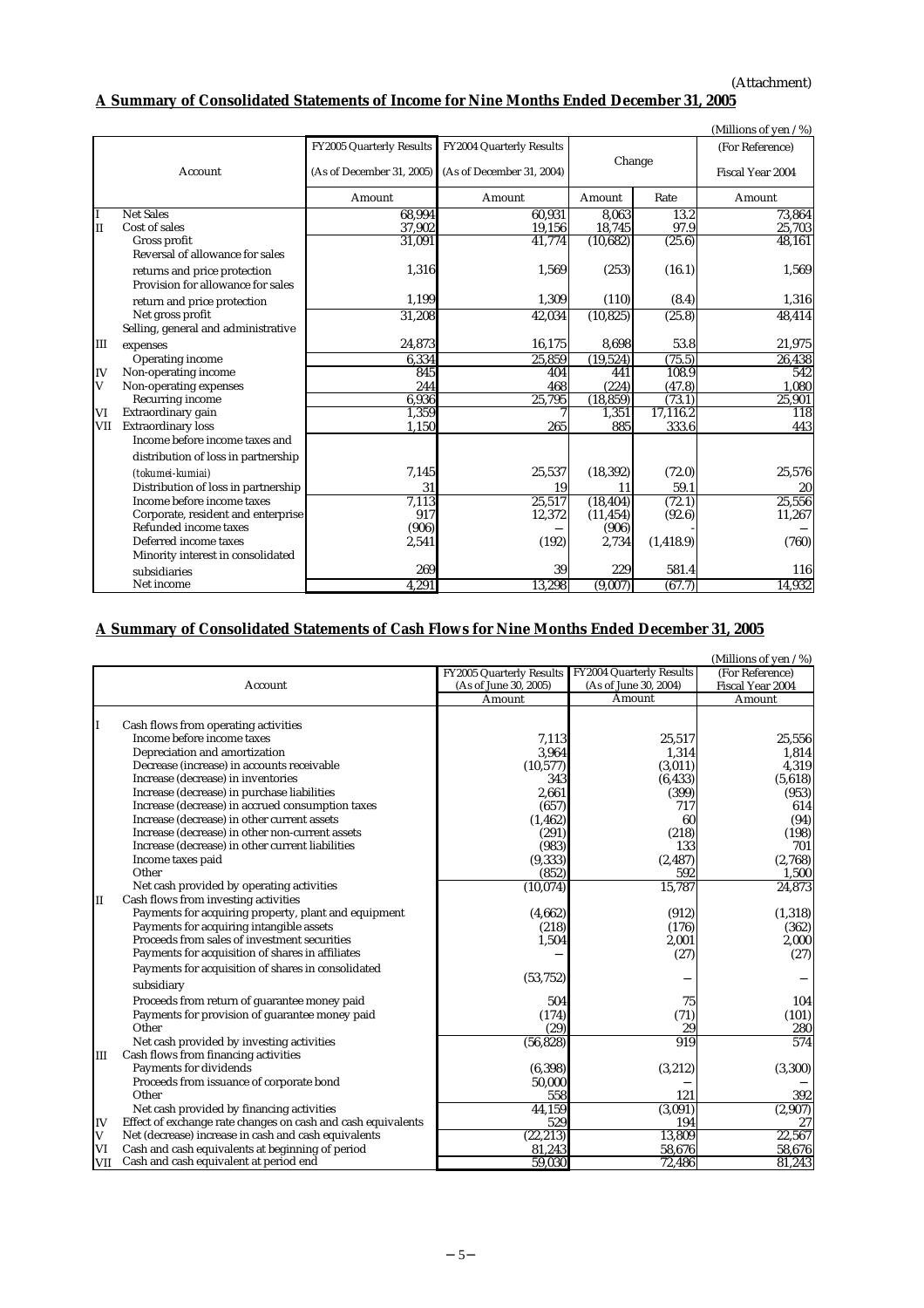(Attachment)

## A Summary of Consolidated Statements of Income for Nine Months Ended December 31, 2005

(Millions of yen / %)

| | Account | FY2005 Quarterly Results (As of December 31, 2005) | FY2004 Quarterly Results (As of December 31, 2004) | Change | | (For Reference) Fiscal Year 2004 |
|---|---|---|---|---|---|---|
| | | Amount | Amount | Amount | Rate | Amount |
| I | Net Sales | 68,994 | 60,931 | 8,063 | 13.2 | 73,864 |
| II | Cost of sales | 37,902 | 19,156 | 18,745 | 97.9 | 25,703 |
| | Gross profit | 31,091 | 41,774 | (10,682) | (25.6) | 48,161 |
| | Reversal of allowance for sales returns and price protection | 1,316 | 1,569 | (253) | (16.1) | 1,569 |
| | Provision for allowance for sales return and price protection | 1,199 | 1,309 | (110) | (8.4) | 1,316 |
| | Net gross profit | 31,208 | 42,034 | (10,825) | (25.8) | 48,414 |
| III | Selling, general and administrative expenses | 24,873 | 16,175 | 8,698 | 53.8 | 21,975 |
| | Operating income | 6,334 | 25,859 | (19,524) | (75.5) | 26,438 |
| IV | Non-operating income | 845 | 404 | 441 | 108.9 | 542 |
| V | Non-operating expenses | 244 | 468 | (224) | (47.8) | 1,080 |
| | Recurring income | 6,936 | 25,795 | (18,859) | (73.1) | 25,901 |
| VI | Extraordinary gain | 1,359 | 7 | 1,351 | 17,116.2 | 118 |
| VII | Extraordinary loss | 1,150 | 265 | 885 | 333.6 | 443 |
| | Income before income taxes and distribution of loss in partnership (*tokumei-kumiai*) | 7,145 | 25,537 | (18,392) | (72.0) | 25,576 |
| | Distribution of loss in partnership | 31 | 19 | 11 | 59.1 | 20 |
| | Income before income taxes | 7,113 | 25,517 | (18,404) | (72.1) | 25,556 |
| | Corporate, resident and enterprise | 917 | 12,372 | (11,454) | (92.6) | 11,267 |
| | Refunded income taxes | (906) | — | (906) | - | — |
| | Deferred income taxes | 2,541 | (192) | 2,734 | (1,418.9) | (760) |
| | Minority interest in consolidated subsidiaries | 269 | 39 | 229 | 581.4 | 116 |
| | Net income | 4,291 | 13,298 | (9,007) | (67.7) | 14,932 |

## A Summary of Consolidated Statements of Cash Flows for Nine Months Ended December 31, 2005

(Millions of yen / %)

| | Account | FY2005 Quarterly Results (As of June 30, 2005) | FY2004 Quarterly Results (As of June 30, 2004) | (For Reference) Fiscal Year 2004 |
|---|---|---|---|---|
| | | Amount | Amount | Amount |
| I | Cash flows from operating activities | | | |
| | Income before income taxes | 7,113 | 25,517 | 25,556 |
| | Depreciation and amortization | 3,964 | 1,314 | 1,814 |
| | Decrease (increase) in accounts receivable | (10,577) | (3,011) | 4,319 |
| | Increase (decrease) in inventories | 343 | (6,433) | (5,618) |
| | Increase (decrease) in purchase liabilities | 2,661 | (399) | (953) |
| | Increase (decrease) in accrued consumption taxes | (657) | 717 | 614 |
| | Increase (decrease) in other current assets | (1,462) | 60 | (94) |
| | Increase (decrease) in other non-current assets | (291) | (218) | (198) |
| | Increase (decrease) in other current liabilities | (983) | 133 | 701 |
| | Income taxes paid | (9,333) | (2,487) | (2,768) |
| | Other | (852) | 592 | 1,500 |
| | Net cash provided by operating activities | (10,074) | 15,787 | 24,873 |
| II | Cash flows from investing activities | | | |
| | Payments for acquiring property, plant and equipment | (4,662) | (912) | (1,318) |
| | Payments for acquiring intangible assets | (218) | (176) | (362) |
| | Proceeds from sales of investment securities | 1,504 | 2,001 | 2,000 |
| | Payments for acquisition of shares in affiliates | — | (27) | (27) |
| | Payments for acquisition of shares in consolidated subsidiary | (53,752) | — | — |
| | Proceeds from return of guarantee money paid | 504 | 75 | 104 |
| | Payments for provision of guarantee money paid | (174) | (71) | (101) |
| | Other | (29) | 29 | 280 |
| | Net cash provided by investing activities | (56,828) | 919 | 574 |
| III | Cash flows from financing activities | | | |
| | Payments for dividends | (6,398) | (3,212) | (3,300) |
| | Proceeds from issuance of corporate bond | 50,000 | — | — |
| | Other | 558 | 121 | 392 |
| | Net cash provided by financing activities | 44,159 | (3,091) | (2,907) |
| IV | Effect of exchange rate changes on cash and cash equivalents | 529 | 194 | 27 |
| V | Net (decrease) increase in cash and cash equivalents | (22,213) | 13,809 | 22,567 |
| VI | Cash and cash equivalents at beginning of period | 81,243 | 58,676 | 58,676 |
| VII | Cash and cash equivalent at period end | 59,030 | 72,486 | 81,243 |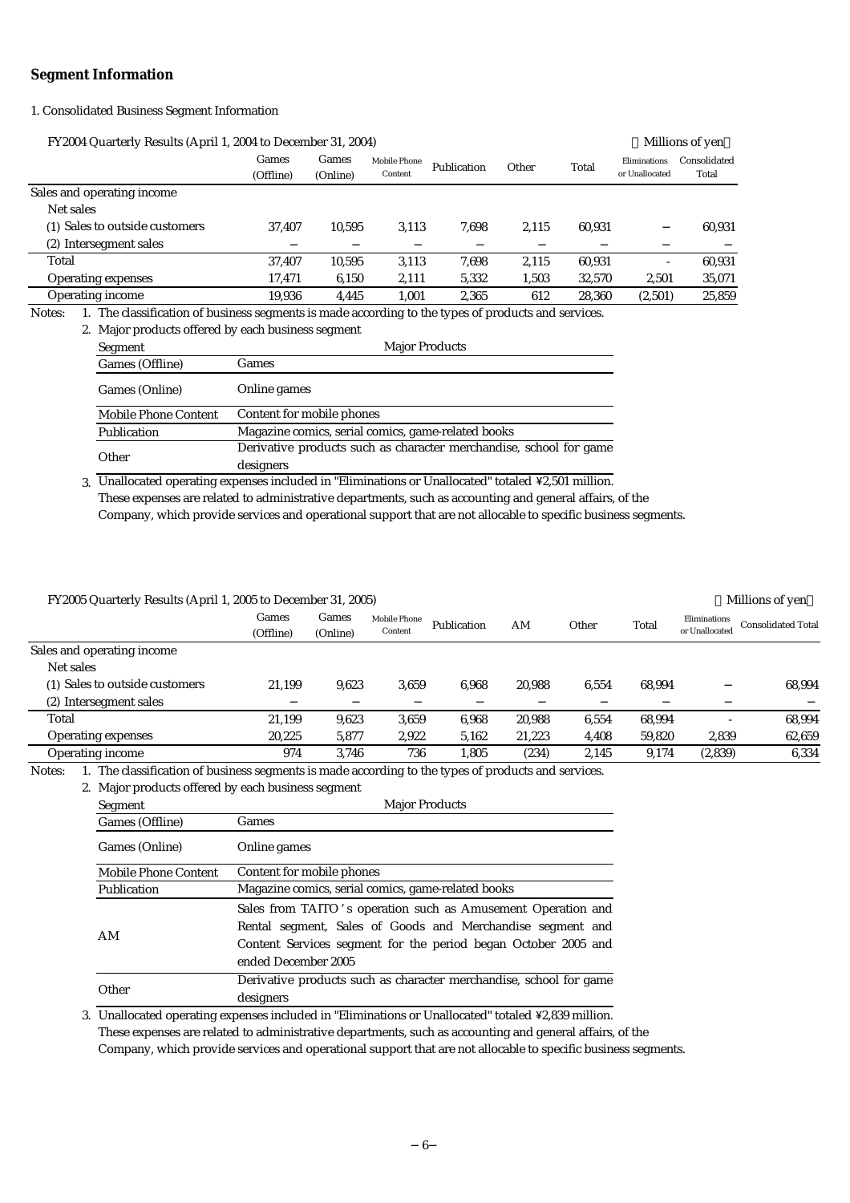## Segment Information

1. Consolidated Business Segment Information

FY2004 Quarterly Results (April 1, 2004 to December 31, 2004) (Millions of yen)

| | Games (Offline) | Games (Online) | Mobile Phone Content | Publication | Other | Total | Eliminations or Unallocated | Consolidated Total |
|---|---|---|---|---|---|---|---|---|
| Sales and operating income | | | | | | | | |
| Net sales | | | | | | | | |
| (1) Sales to outside customers | 37,407 | 10,595 | 3,113 | 7,698 | 2,115 | 60,931 | − | 60,931 |
| (2) Intersegment sales | − | − | − | − | − | − | − | − |
| Total | 37,407 | 10,595 | 3,113 | 7,698 | 2,115 | 60,931 | - | 60,931 |
| Operating expenses | 17,471 | 6,150 | 2,111 | 5,332 | 1,503 | 32,570 | 2,501 | 35,071 |
| Operating income | 19,936 | 4,445 | 1,001 | 2,365 | 612 | 28,360 | (2,501) | 25,859 |

Notes:
1. The classification of business segments is made according to the types of products and services.
2. Major products offered by each business segment

| Segment | Major Products |
|---|---|
| Games (Offline) | Games |
| Games (Online) | Online games |
| Mobile Phone Content | Content for mobile phones |
| Publication | Magazine comics, serial comics, game-related books |
| Other | Derivative products such as character merchandise, school for game designers |

3. Unallocated operating expenses included in "Eliminations or Unallocated" totaled ¥2,501 million. These expenses are related to administrative departments, such as accounting and general affairs, of the Company, which provide services and operational support that are not allocable to specific business segments.

FY2005 Quarterly Results (April 1, 2005 to December 31, 2005) (Millions of yen)

| | Games (Offline) | Games (Online) | Mobile Phone Content | Publication | AM | Other | Total | Eliminations or Unallocated | Consolidated Total |
|---|---|---|---|---|---|---|---|---|---|
| Sales and operating income | | | | | | | | | |
| Net sales | | | | | | | | | |
| (1) Sales to outside customers | 21,199 | 9,623 | 3,659 | 6,968 | 20,988 | 6,554 | 68,994 | − | 68,994 |
| (2) Intersegment sales | − | − | − | − | − | − | − | − | − |
| Total | 21,199 | 9,623 | 3,659 | 6,968 | 20,988 | 6,554 | 68,994 | - | 68,994 |
| Operating expenses | 20,225 | 5,877 | 2,922 | 5,162 | 21,223 | 4,408 | 59,820 | 2,839 | 62,659 |
| Operating income | 974 | 3,746 | 736 | 1,805 | (234) | 2,145 | 9,174 | (2,839) | 6,334 |

Notes:
1. The classification of business segments is made according to the types of products and services.
2. Major products offered by each business segment

| Segment | Major Products |
|---|---|
| Games (Offline) | Games |
| Games (Online) | Online games |
| Mobile Phone Content | Content for mobile phones |
| Publication | Magazine comics, serial comics, game-related books |
| AM | Sales from TAITO's operation such as Amusement Operation and Rental segment, Sales of Goods and Merchandise segment and Content Services segment for the period began October 2005 and ended December 2005 |
| Other | Derivative products such as character merchandise, school for game designers |

3. Unallocated operating expenses included in "Eliminations or Unallocated" totaled ¥2,839 million. These expenses are related to administrative departments, such as accounting and general affairs, of the Company, which provide services and operational support that are not allocable to specific business segments.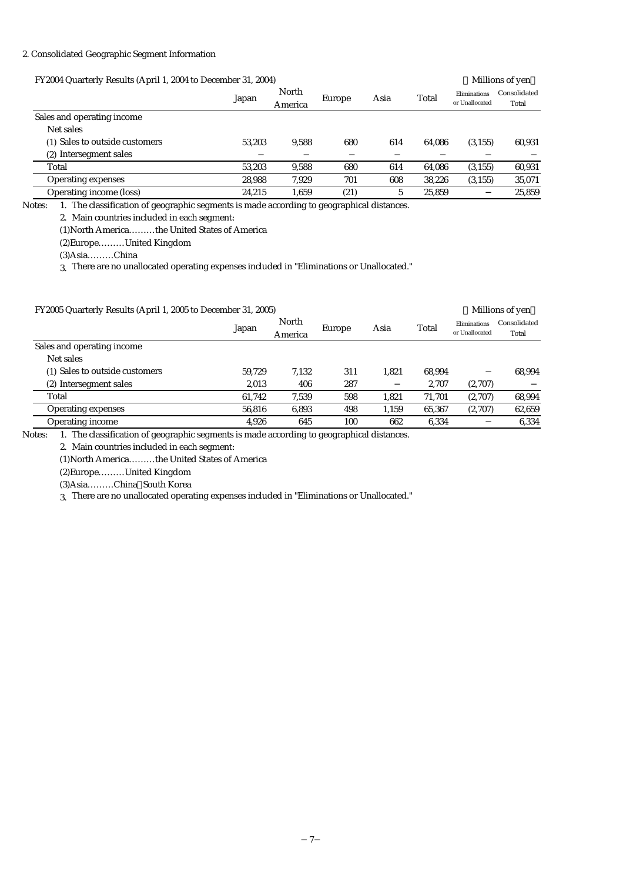## 2. Consolidated Geographic Segment Information

FY2004 Quarterly Results (April 1, 2004 to December 31, 2004)

（Millions of yen）

| | Japan | North America | Europe | Asia | Total | Eliminations or Unallocated | Consolidated Total |
|---|---|---|---|---|---|---|---|
| Sales and operating income | | | | | | | |
| Net sales | | | | | | | |
| (1) Sales to outside customers | 53,203 | 9,588 | 680 | 614 | 64,086 | (3,155) | 60,931 |
| (2) Intersegment sales | − | − | − | − | − | − | − |
| Total | 53,203 | 9,588 | 680 | 614 | 64,086 | (3,155) | 60,931 |
| Operating expenses | 28,988 | 7,929 | 701 | 608 | 38,226 | (3,155) | 35,071 |
| Operating income (loss) | 24,215 | 1,659 | (21) | 5 | 25,859 | − | 25,859 |

Notes:
1. The classification of geographic segments is made according to geographical distances.
2. Main countries included in each segment:
   (1)North America………the United States of America
   (2)Europe………United Kingdom
   (3)Asia………China
3. There are no unallocated operating expenses included in "Eliminations or Unallocated."

FY2005 Quarterly Results (April 1, 2005 to December 31, 2005)

（Millions of yen）

| | Japan | North America | Europe | Asia | Total | Eliminations or Unallocated | Consolidated Total |
|---|---|---|---|---|---|---|---|
| Sales and operating income | | | | | | | |
| Net sales | | | | | | | |
| (1) Sales to outside customers | 59,729 | 7,132 | 311 | 1,821 | 68,994 | − | 68,994 |
| (2) Intersegment sales | 2,013 | 406 | 287 | − | 2,707 | (2,707) | − |
| Total | 61,742 | 7,539 | 598 | 1,821 | 71,701 | (2,707) | 68,994 |
| Operating expenses | 56,816 | 6,893 | 498 | 1,159 | 65,367 | (2,707) | 62,659 |
| Operating income | 4,926 | 645 | 100 | 662 | 6,334 | − | 6,334 |

Notes:
1. The classification of geographic segments is made according to geographical distances.
2. Main countries included in each segment:
   (1)North America………the United States of America
   (2)Europe………United Kingdom
   (3)Asia………China、South Korea
3. There are no unallocated operating expenses included in "Eliminations or Unallocated."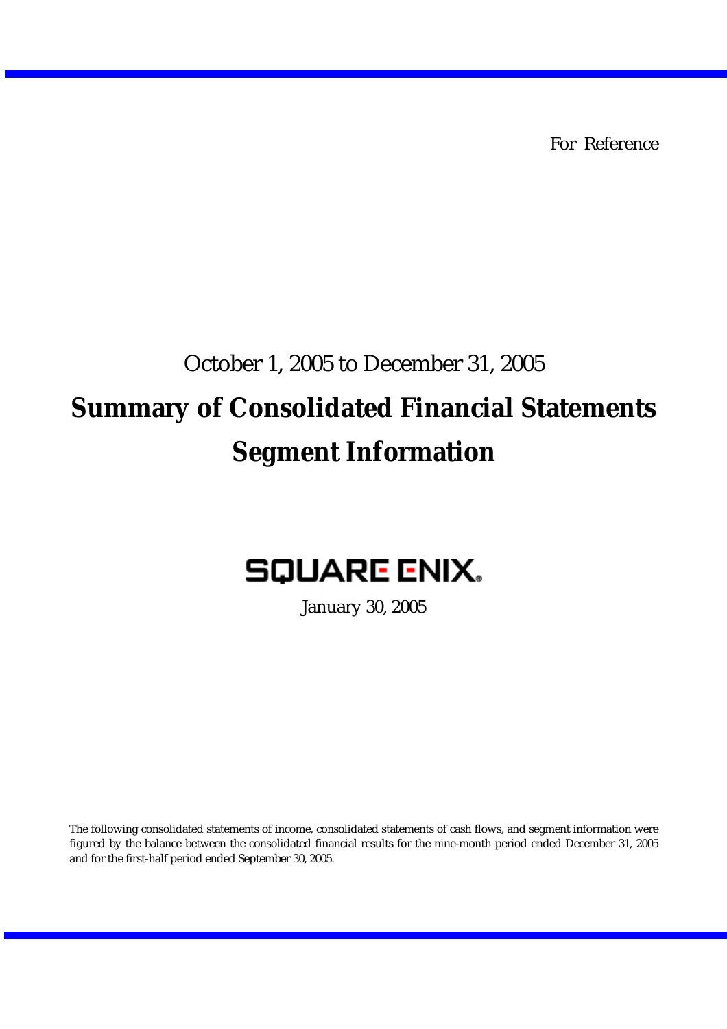For Reference

October 1, 2005 to December 31, 2005

# Summary of Consolidated Financial Statements

# Segment Information

SQUARE ENIX.

January 30, 2005

The following consolidated statements of income, consolidated statements of cash flows, and segment information were figured by the balance between the consolidated financial results for the nine-month period ended December 31, 2005 and for the first-half period ended September 30, 2005.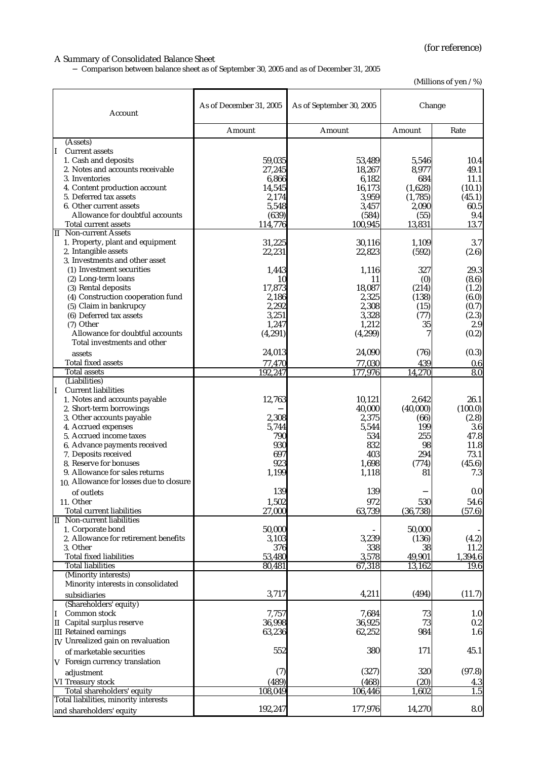(for reference)

A Summary of Consolidated Balance Sheet

－ Comparison between balance sheet as of September 30, 2005 and as of December 31, 2005

(Millions of yen / %)

| Account | As of December 31, 2005 | As of September 30, 2005 | Change | |
|---|---|---|---|---|
| | Amount | Amount | Amount | Rate |
| (Assets) | | | | |
| I Current assets | | | | |
| 1. Cash and deposits | 59,035 | 53,489 | 5,546 | 10.4 |
| 2. Notes and accounts receivable | 27,245 | 18,267 | 8,977 | 49.1 |
| 3. Inventories | 6,866 | 6,182 | 684 | 11.1 |
| 4. Content production account | 14,545 | 16,173 | (1,628) | (10.1) |
| 5. Deferred tax assets | 2,174 | 3,959 | (1,785) | (45.1) |
| 6. Other current assets | 5,548 | 3,457 | 2,090 | 60.5 |
| Allowance for doubtful accounts | (639) | (584) | (55) | 9.4 |
| Total current assets | 114,776 | 100,945 | 13,831 | 13.7 |
| II Non-current Assets | | | | |
| 1. Property, plant and equipment | 31,225 | 30,116 | 1,109 | 3.7 |
| 2. Intangible assets | 22,231 | 22,823 | (592) | (2.6) |
| 3. Investments and other asset | | | | |
| (1) Investment securities | 1,443 | 1,116 | 327 | 29.3 |
| (2) Long-term loans | 10 | 11 | (0) | (8.6) |
| (3) Rental deposits | 17,873 | 18,087 | (214) | (1.2) |
| (4) Construction cooperation fund | 2,186 | 2,325 | (138) | (6.0) |
| (5) Claim in bankrupcy | 2,292 | 2,308 | (15) | (0.7) |
| (6) Deferred tax assets | 3,251 | 3,328 | (77) | (2.3) |
| (7) Other | 1,247 | 1,212 | 35 | 2.9 |
| Allowance for doubtful accounts | (4,291) | (4,299) | 7 | (0.2) |
| Total investments and other assets | 24,013 | 24,090 | (76) | (0.3) |
| Total fixed assets | 77,470 | 77,030 | 439 | 0.6 |
| Total assets | 192,247 | 177,976 | 14,270 | 8.0 |
| (Liabilities) | | | | |
| I Current liabilities | | | | |
| 1. Notes and accounts payable | 12,763 | 10,121 | 2,642 | 26.1 |
| 2. Short-term borrowings | － | 40,000 | (40,000) | (100.0) |
| 3. Other accounts payable | 2,308 | 2,375 | (66) | (2.8) |
| 4. Accrued expenses | 5,744 | 5,544 | 199 | 3.6 |
| 5. Accrued income taxes | 790 | 534 | 255 | 47.8 |
| 6. Advance payments received | 930 | 832 | 98 | 11.8 |
| 7. Deposits received | 697 | 403 | 294 | 73.1 |
| 8. Reserve for bonuses | 923 | 1,698 | (774) | (45.6) |
| 9. Allowance for sales returns | 1,199 | 1,118 | 81 | 7.3 |
| 10. Allowance for losses due to closure of outlets | 139 | 139 | － | 0.0 |
| 11. Other | 1,502 | 972 | 530 | 54.6 |
| Total current liabilities | 27,000 | 63,739 | (36,738) | (57.6) |
| II Non-current liabilities | | | | |
| 1. Corporate bond | 50,000 | - | 50,000 | - |
| 2. Allowance for retirement benefits | 3,103 | 3,239 | (136) | (4.2) |
| 3. Other | 376 | 338 | 38 | 11.2 |
| Total fixed liabilities | 53,480 | 3,578 | 49,901 | 1,394.6 |
| Total liabilities | 80,481 | 67,318 | 13,162 | 19.6 |
| (Minority interests) | | | | |
| Minority interests in consolidated subsidiaries | 3,717 | 4,211 | (494) | (11.7) |
| (Shareholders' equity) | | | | |
| I Common stock | 7,757 | 7,684 | 73 | 1.0 |
| II Capital surplus reserve | 36,998 | 36,925 | 73 | 0.2 |
| III Retained earnings | 63,236 | 62,252 | 984 | 1.6 |
| IV Unrealized gain on revaluation of marketable securities | 552 | 380 | 171 | 45.1 |
| V Foreign currency translation adjustment | (7) | (327) | 320 | (97.8) |
| VI Treasury stock | (489) | (468) | (20) | 4.3 |
| Total shareholders' equity | 108,049 | 106,446 | 1,602 | 1.5 |
| Total liabilities, minority interests and shareholders' equity | 192,247 | 177,976 | 14,270 | 8.0 |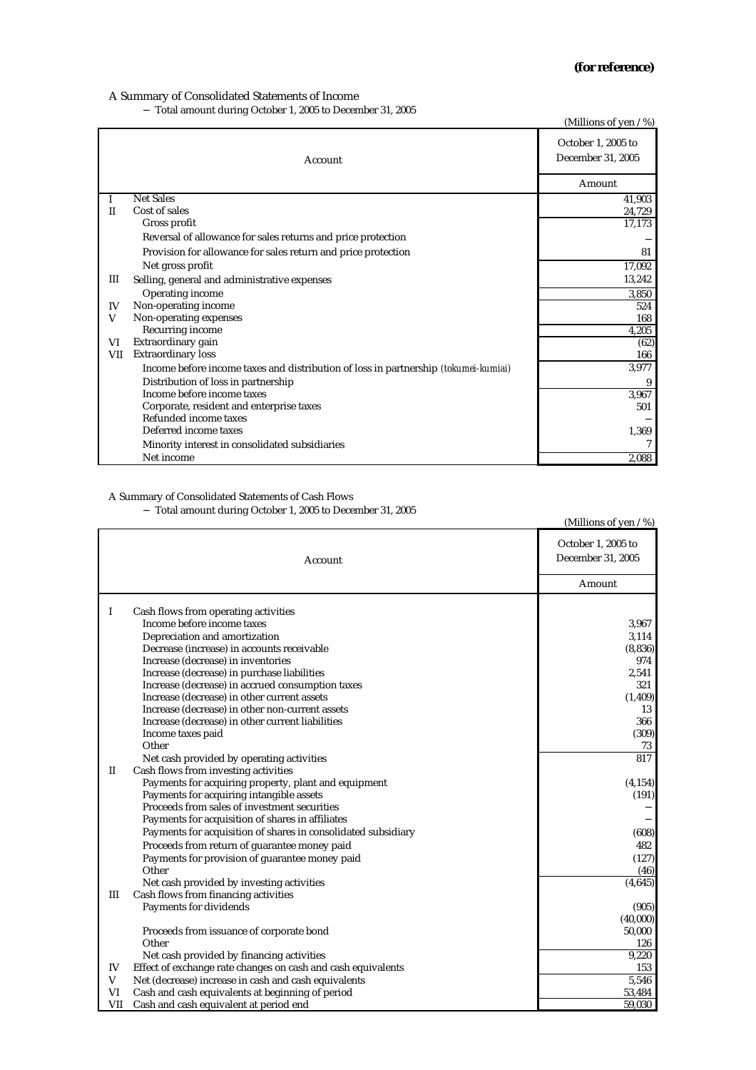**(for reference)**

A Summary of Consolidated Statements of Income

－ Total amount during October 1, 2005 to December 31, 2005

(Millions of yen / %)

| | Account | October 1, 2005 to December 31, 2005 |
|---|---|---|
| | | Amount |
| I | Net Sales | 41,903 |
| II | Cost of sales | 24,729 |
| | Gross profit | 17,173 |
| | Reversal of allowance for sales returns and price protection | － |
| | Provision for allowance for sales return and price protection | 81 |
| | Net gross profit | 17,092 |
| III | Selling, general and administrative expenses | 13,242 |
| | Operating income | 3,850 |
| IV | Non-operating income | 524 |
| V | Non-operating expenses | 168 |
| | Recurring income | 4,205 |
| VI | Extraordinary gain | (62) |
| VII | Extraordinary loss | 166 |
| | Income before income taxes and distribution of loss in partnership *(tokumei-kumiai)* | 3,977 |
| | Distribution of loss in partnership | 9 |
| | Income before income taxes | 3,967 |
| | Corporate, resident and enterprise taxes | 501 |
| | Refunded income taxes | － |
| | Deferred income taxes | 1,369 |
| | Minority interest in consolidated subsidiaries | 7 |
| | Net income | 2,088 |

A Summary of Consolidated Statements of Cash Flows

－ Total amount during October 1, 2005 to December 31, 2005

(Millions of yen / %)

| | Account | October 1, 2005 to December 31, 2005 |
|---|---|---|
| | | Amount |
| I | Cash flows from operating activities | |
| | Income before income taxes | 3,967 |
| | Depreciation and amortization | 3,114 |
| | Decrease (increase) in accounts receivable | (8,836) |
| | Increase (decrease) in inventories | 974 |
| | Increase (decrease) in purchase liabilities | 2,541 |
| | Increase (decrease) in accrued consumption taxes | 321 |
| | Increase (decrease) in other current assets | (1,409) |
| | Increase (decrease) in other non-current assets | 13 |
| | Increase (decrease) in other current liabilities | 366 |
| | Income taxes paid | (309) |
| | Other | 73 |
| | Net cash provided by operating activities | 817 |
| II | Cash flows from investing activities | |
| | Payments for acquiring property, plant and equipment | (4,154) |
| | Payments for acquiring intangible assets | (191) |
| | Proceeds from sales of investment securities | － |
| | Payments for acquisition of shares in affiliates | － |
| | Payments for acquisition of shares in consolidated subsidiary | (608) |
| | Proceeds from return of guarantee money paid | 482 |
| | Payments for provision of guarantee money paid | (127) |
| | Other | (46) |
| | Net cash provided by investing activities | (4,645) |
| III | Cash flows from financing activities | |
| | Payments for dividends | (905) |
| | | (40,000) |
| | Proceeds from issuance of corporate bond | 50,000 |
| | Other | 126 |
| | Net cash provided by financing activities | 9,220 |
| IV | Effect of exchange rate changes on cash and cash equivalents | 153 |
| V | Net (decrease) increase in cash and cash equivalents | 5,546 |
| VI | Cash and cash equivalents at beginning of period | 53,484 |
| VII | Cash and cash equivalent at period end | 59,030 |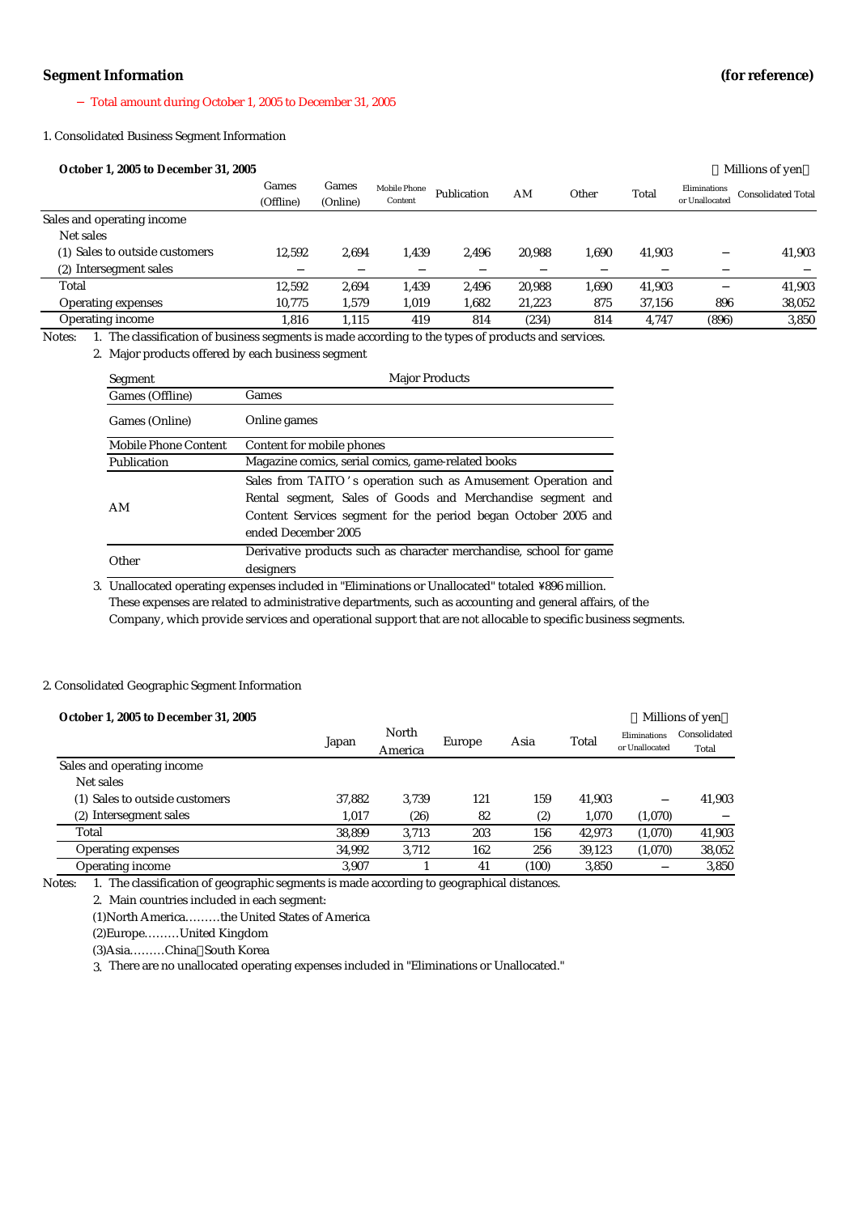## Segment Information **(for reference)**

－ Total amount during October 1, 2005 to December 31, 2005

1. Consolidated Business Segment Information

**October 1, 2005 to December 31, 2005** （Millions of yen）

| | Games (Offline) | Games (Online) | Mobile Phone Content | Publication | AM | Other | Total | Eliminations or Unallocated | Consolidated Total |
|---|---|---|---|---|---|---|---|---|---|
| Sales and operating income | | | | | | | | | |
| Net sales | | | | | | | | | |
| (1) Sales to outside customers | 12,592 | 2,694 | 1,439 | 2,496 | 20,988 | 1,690 | 41,903 | − | 41,903 |
| (2) Intersegment sales | − | − | − | − | − | − | − | − | − |
| Total | 12,592 | 2,694 | 1,439 | 2,496 | 20,988 | 1,690 | 41,903 | − | 41,903 |
| Operating expenses | 10,775 | 1,579 | 1,019 | 1,682 | 21,223 | 875 | 37,156 | 896 | 38,052 |
| Operating income | 1,816 | 1,115 | 419 | 814 | (234) | 814 | 4,747 | (896) | 3,850 |

Notes:
1. The classification of business segments is made according to the types of products and services.
2. Major products offered by each business segment

| Segment | Major Products |
|---|---|
| Games (Offline) | Games |
| Games (Online) | Online games |
| Mobile Phone Content | Content for mobile phones |
| Publication | Magazine comics, serial comics, game-related books |
| AM | Sales from TAITO's operation such as Amusement Operation and Rental segment, Sales of Goods and Merchandise segment and Content Services segment for the period began October 2005 and ended December 2005 |
| Other | Derivative products such as character merchandise, school for game designers |

3. Unallocated operating expenses included in "Eliminations or Unallocated" totaled ¥896 million. These expenses are related to administrative departments, such as accounting and general affairs, of the Company, which provide services and operational support that are not allocable to specific business segments.

2. Consolidated Geographic Segment Information

**October 1, 2005 to December 31, 2005** （Millions of yen）

| | Japan | North America | Europe | Asia | Total | Eliminations or Unallocated | Consolidated Total |
|---|---|---|---|---|---|---|---|
| Sales and operating income | | | | | | | |
| Net sales | | | | | | | |
| (1) Sales to outside customers | 37,882 | 3,739 | 121 | 159 | 41,903 | − | 41,903 |
| (2) Intersegment sales | 1,017 | (26) | 82 | (2) | 1,070 | (1,070) | − |
| Total | 38,899 | 3,713 | 203 | 156 | 42,973 | (1,070) | 41,903 |
| Operating expenses | 34,992 | 3,712 | 162 | 256 | 39,123 | (1,070) | 38,052 |
| Operating income | 3,907 | 1 | 41 | (100) | 3,850 | − | 3,850 |

Notes:
1. The classification of geographic segments is made according to geographical distances.
2. Main countries included in each segment:
   (1)North America………the United States of America
   (2)Europe………United Kingdom
   (3)Asia………China，South Korea
3. There are no unallocated operating expenses included in "Eliminations or Unallocated."